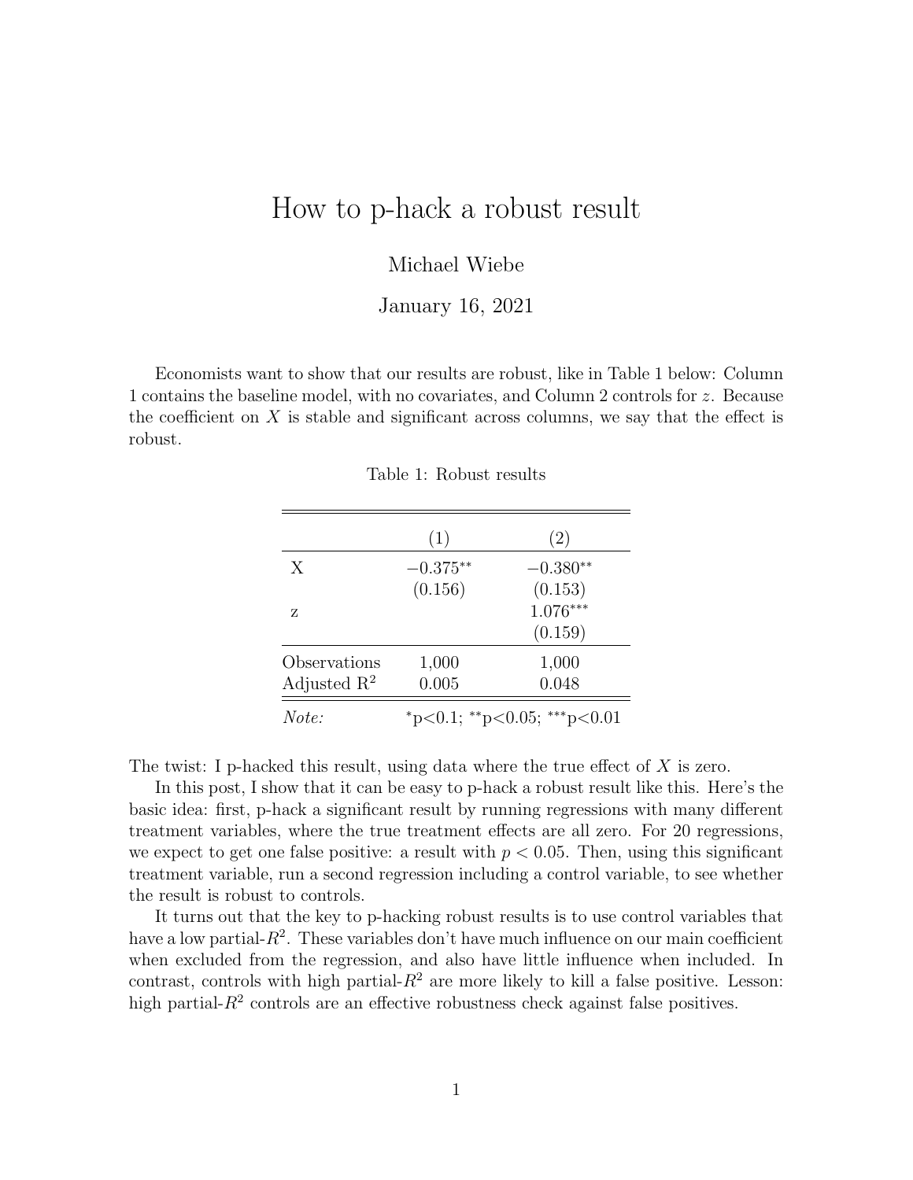# How to p-hack a robust result

Michael Wiebe

January 16, 2021

Economists want to show that our results are robust, like in Table 1 below: Column 1 contains the baseline model, with no covariates, and Column 2 controls for $z$. Because the coefficient on $X$ is stable and significant across columns, we say that the effect is robust.

Table 1: Robust results

| | (1) | (2) |
|---|---|---|
| X | $-0.375^{**}$ | $-0.380^{**}$ |
| | (0.156) | (0.153) |
| z | | $1.076^{***}$ |
| | | (0.159) |
| Observations | 1,000 | 1,000 |
| Adjusted $R^2$ | 0.005 | 0.048 |
| *Note:* | $^{*}$p<0.1; $^{**}$p<0.05; $^{***}$p<0.01 | |

The twist: I p-hacked this result, using data where the true effect of $X$ is zero.

In this post, I show that it can be easy to p-hack a robust result like this. Here's the basic idea: first, p-hack a significant result by running regressions with many different treatment variables, where the true treatment effects are all zero. For 20 regressions, we expect to get one false positive: a result with $p < 0.05$. Then, using this significant treatment variable, run a second regression including a control variable, to see whether the result is robust to controls.

It turns out that the key to p-hacking robust results is to use control variables that have a low partial-$R^2$. These variables don't have much influence on our main coefficient when excluded from the regression, and also have little influence when included. In contrast, controls with high partial-$R^2$ are more likely to kill a false positive. Lesson: high partial-$R^2$ controls are an effective robustness check against false positives.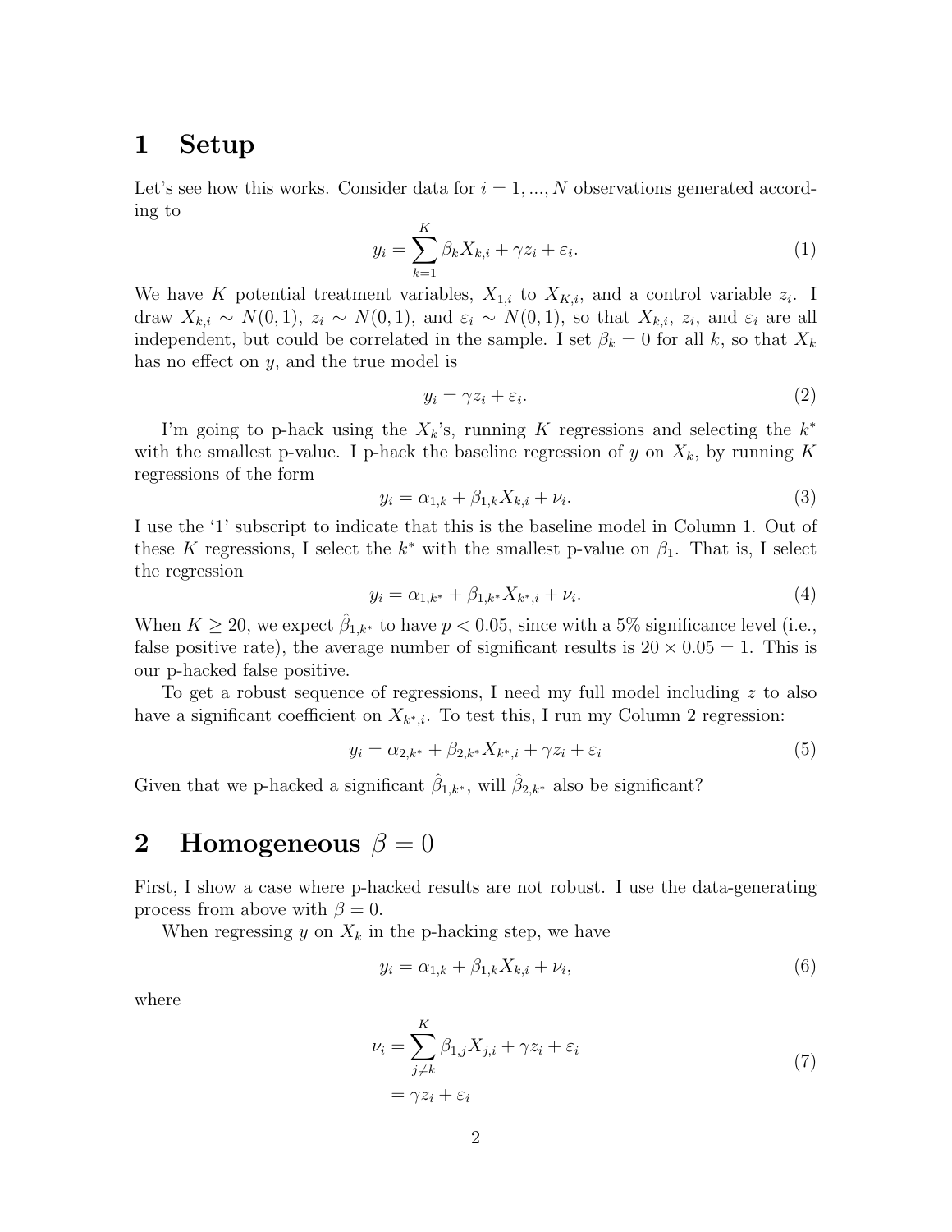# 1 Setup

Let's see how this works. Consider data for $i = 1, ..., N$ observations generated according to

$$y_i = \sum_{k=1}^{K} \beta_k X_{k,i} + \gamma z_i + \varepsilon_i. \tag{1}$$

We have $K$ potential treatment variables, $X_{1,i}$ to $X_{K,i}$, and a control variable $z_i$. I draw $X_{k,i} \sim N(0,1)$, $z_i \sim N(0,1)$, and $\varepsilon_i \sim N(0,1)$, so that $X_{k,i}$, $z_i$, and $\varepsilon_i$ are all independent, but could be correlated in the sample. I set $\beta_k = 0$ for all $k$, so that $X_k$ has no effect on $y$, and the true model is

$$y_i = \gamma z_i + \varepsilon_i. \tag{2}$$

I'm going to p-hack using the $X_k$'s, running $K$ regressions and selecting the $k^*$ with the smallest p-value. I p-hack the baseline regression of $y$ on $X_k$, by running $K$ regressions of the form

$$y_i = \alpha_{1,k} + \beta_{1,k} X_{k,i} + \nu_i. \tag{3}$$

I use the '1' subscript to indicate that this is the baseline model in Column 1. Out of these $K$ regressions, I select the $k^*$ with the smallest p-value on $\beta_1$. That is, I select the regression

$$y_i = \alpha_{1,k^*} + \beta_{1,k^*} X_{k^*,i} + \nu_i. \tag{4}$$

When $K \geq 20$, we expect $\hat{\beta}_{1,k^*}$ to have $p < 0.05$, since with a 5% significance level (i.e., false positive rate), the average number of significant results is $20 \times 0.05 = 1$. This is our p-hacked false positive.

To get a robust sequence of regressions, I need my full model including $z$ to also have a significant coefficient on $X_{k^*,i}$. To test this, I run my Column 2 regression:

$$y_i = \alpha_{2,k^*} + \beta_{2,k^*} X_{k^*,i} + \gamma z_i + \varepsilon_i \tag{5}$$

Given that we p-hacked a significant $\hat{\beta}_{1,k^*}$, will $\hat{\beta}_{2,k^*}$ also be significant?

# 2 Homogeneous $\beta = 0$

First, I show a case where p-hacked results are not robust. I use the data-generating process from above with $\beta = 0$.

When regressing $y$ on $X_k$ in the p-hacking step, we have

$$y_i = \alpha_{1,k} + \beta_{1,k} X_{k,i} + \nu_i, \tag{6}$$

where

$$\begin{aligned} \nu_i &= \sum_{j \neq k}^{K} \beta_{1,j} X_{j,i} + \gamma z_i + \varepsilon_i \\ &= \gamma z_i + \varepsilon_i \end{aligned} \tag{7}$$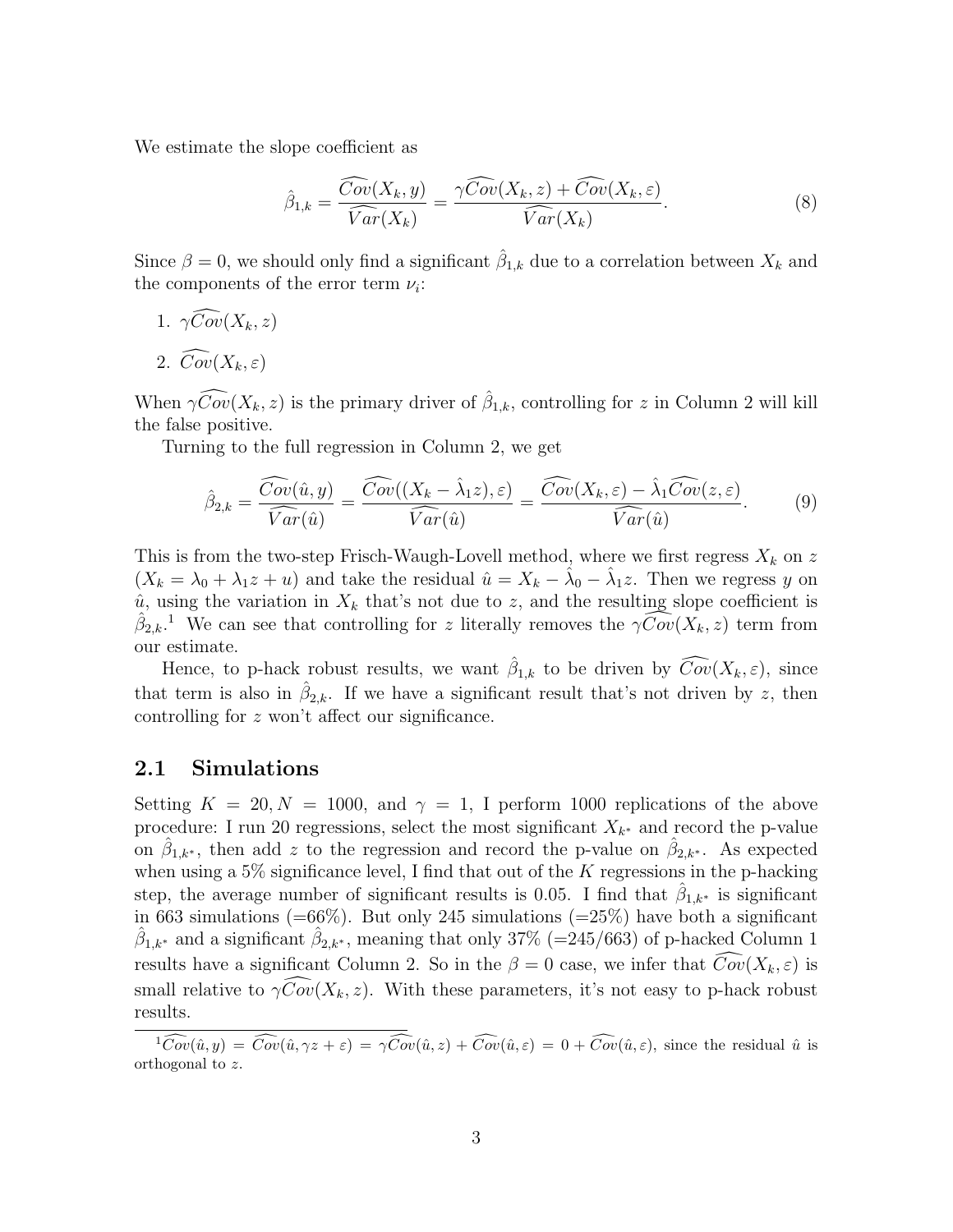We estimate the slope coefficient as

$$\hat{\beta}_{1,k} = \frac{\widehat{Cov}(X_k, y)}{\widehat{Var}(X_k)} = \frac{\gamma\widehat{Cov}(X_k, z) + \widehat{Cov}(X_k, \varepsilon)}{\widehat{Var}(X_k)}. \tag{8}$$

Since $\beta = 0$, we should only find a significant $\hat{\beta}_{1,k}$ due to a correlation between $X_k$ and the components of the error term $\nu_i$:

1. $\gamma\widehat{Cov}(X_k, z)$
2. $\widehat{Cov}(X_k, \varepsilon)$

When $\gamma\widehat{Cov}(X_k, z)$ is the primary driver of $\hat{\beta}_{1,k}$, controlling for $z$ in Column 2 will kill the false positive.

Turning to the full regression in Column 2, we get

$$\hat{\beta}_{2,k} = \frac{\widehat{Cov}(\hat{u}, y)}{\widehat{Var}(\hat{u})} = \frac{\widehat{Cov}((X_k - \hat{\lambda}_1 z), \varepsilon)}{\widehat{Var}(\hat{u})} = \frac{\widehat{Cov}(X_k, \varepsilon) - \hat{\lambda}_1\widehat{Cov}(z, \varepsilon)}{\widehat{Var}(\hat{u})}. \tag{9}$$

This is from the two-step Frisch-Waugh-Lovell method, where we first regress $X_k$ on $z$ ($X_k = \lambda_0 + \lambda_1 z + u$) and take the residual $\hat{u} = X_k - \hat{\lambda}_0 - \hat{\lambda}_1 z$. Then we regress $y$ on $\hat{u}$, using the variation in $X_k$ that's not due to $z$, and the resulting slope coefficient is $\hat{\beta}_{2,k}$.[1] We can see that controlling for $z$ literally removes the $\gamma\widehat{Cov}(X_k, z)$ term from our estimate.

Hence, to p-hack robust results, we want $\hat{\beta}_{1,k}$ to be driven by $\widehat{Cov}(X_k, \varepsilon)$, since that term is also in $\hat{\beta}_{2,k}$. If we have a significant result that's not driven by $z$, then controlling for $z$ won't affect our significance.

## 2.1 Simulations

Setting $K = 20, N = 1000$, and $\gamma = 1$, I perform 1000 replications of the above procedure: I run 20 regressions, select the most significant $X_{k^*}$ and record the p-value on $\hat{\beta}_{1,k^*}$, then add $z$ to the regression and record the p-value on $\hat{\beta}_{2,k^*}$. As expected when using a 5% significance level, I find that out of the $K$ regressions in the p-hacking step, the average number of significant results is 0.05. I find that $\hat{\beta}_{1,k^*}$ is significant in 663 simulations (=66%). But only 245 simulations (=25%) have both a significant $\hat{\beta}_{1,k^*}$ and a significant $\hat{\beta}_{2,k^*}$, meaning that only 37% (=245/663) of p-hacked Column 1 results have a significant Column 2. So in the $\beta = 0$ case, we infer that $\widehat{Cov}(X_k, \varepsilon)$ is small relative to $\gamma\widehat{Cov}(X_k, z)$. With these parameters, it's not easy to p-hack robust results.

[1] $\widehat{Cov}(\hat{u}, y) = \widehat{Cov}(\hat{u}, \gamma z + \varepsilon) = \gamma\widehat{Cov}(\hat{u}, z) + \widehat{Cov}(\hat{u}, \varepsilon) = 0 + \widehat{Cov}(\hat{u}, \varepsilon)$, since the residual $\hat{u}$ is orthogonal to $z$.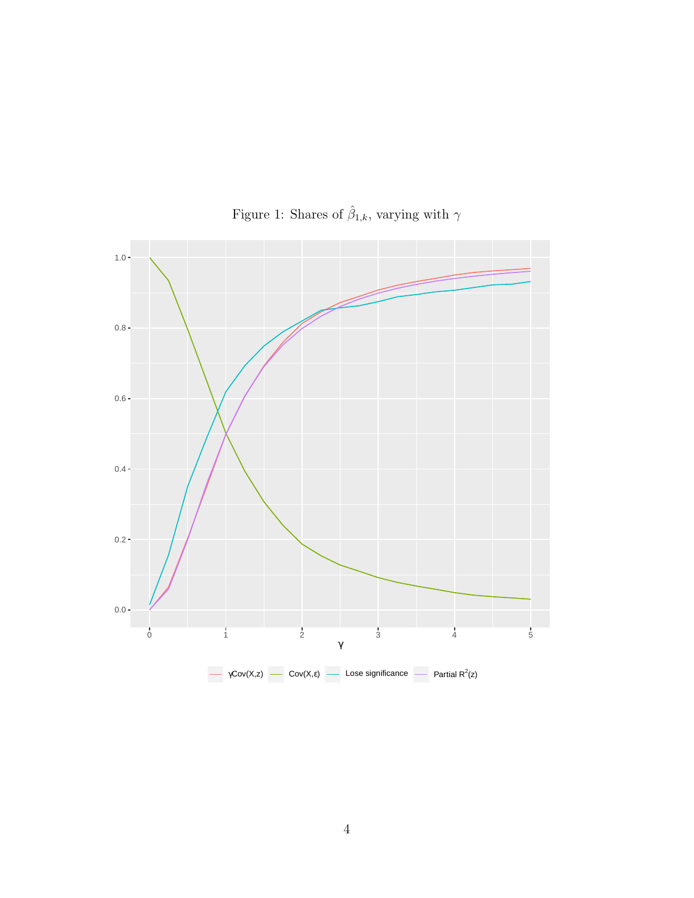Figure 1: Shares of $\hat{\beta}_{1,k}$, varying with $\gamma$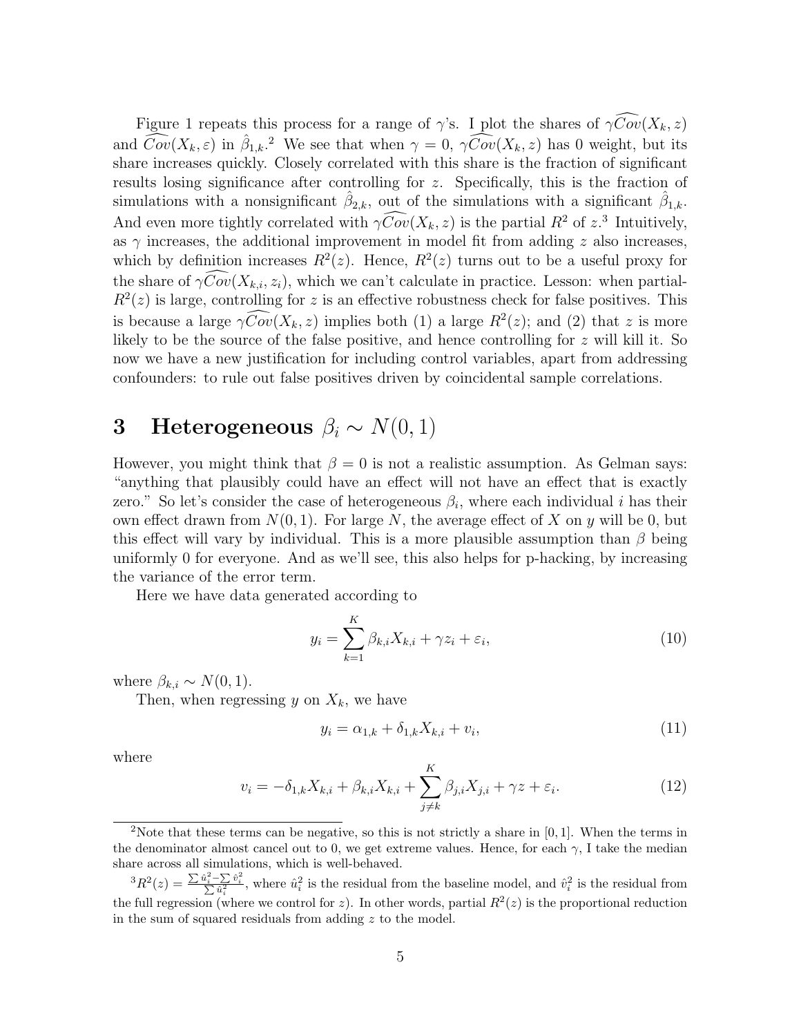Figure 1 repeats this process for a range of $\gamma$'s. I plot the shares of $\gamma\widehat{Cov}(X_k, z)$ and $\widehat{Cov}(X_k, \varepsilon)$ in $\hat{\beta}_{1,k}$.[2] We see that when $\gamma = 0$, $\gamma\widehat{Cov}(X_k, z)$ has 0 weight, but its share increases quickly. Closely correlated with this share is the fraction of significant results losing significance after controlling for $z$. Specifically, this is the fraction of simulations with a nonsignificant $\hat{\beta}_{2,k}$, out of the simulations with a significant $\hat{\beta}_{1,k}$. And even more tightly correlated with $\gamma\widehat{Cov}(X_k, z)$ is the partial $R^2$ of $z$.[3] Intuitively, as $\gamma$ increases, the additional improvement in model fit from adding $z$ also increases, which by definition increases $R^2(z)$. Hence, $R^2(z)$ turns out to be a useful proxy for the share of $\gamma\widehat{Cov}(X_{k,i}, z_i)$, which we can't calculate in practice. Lesson: when partial-$R^2(z)$ is large, controlling for $z$ is an effective robustness check for false positives. This is because a large $\gamma\widehat{Cov}(X_k, z)$ implies both (1) a large $R^2(z)$; and (2) that $z$ is more likely to be the source of the false positive, and hence controlling for $z$ will kill it. So now we have a new justification for including control variables, apart from addressing confounders: to rule out false positives driven by coincidental sample correlations.

# 3 Heterogeneous $\beta_i \sim N(0, 1)$

However, you might think that $\beta = 0$ is not a realistic assumption. As Gelman says: "anything that plausibly could have an effect will not have an effect that is exactly zero." So let's consider the case of heterogeneous $\beta_i$, where each individual $i$ has their own effect drawn from $N(0, 1)$. For large $N$, the average effect of $X$ on $y$ will be 0, but this effect will vary by individual. This is a more plausible assumption than $\beta$ being uniformly 0 for everyone. And as we'll see, this also helps for p-hacking, by increasing the variance of the error term.

Here we have data generated according to

$$y_i = \sum_{k=1}^{K} \beta_{k,i} X_{k,i} + \gamma z_i + \varepsilon_i, \tag{10}$$

where $\beta_{k,i} \sim N(0, 1)$.

Then, when regressing $y$ on $X_k$, we have

$$y_i = \alpha_{1,k} + \delta_{1,k} X_{k,i} + v_i, \tag{11}$$

where

$$v_i = -\delta_{1,k} X_{k,i} + \beta_{k,i} X_{k,i} + \sum_{j \neq k}^{K} \beta_{j,i} X_{j,i} + \gamma z + \varepsilon_i. \tag{12}$$

[2] Note that these terms can be negative, so this is not strictly a share in $[0, 1]$. When the terms in the denominator almost cancel out to 0, we get extreme values. Hence, for each $\gamma$, I take the median share across all simulations, which is well-behaved.

[3] $R^2(z) = \frac{\sum \hat{u}_i^2 - \sum \hat{v}_i^2}{\sum \hat{u}_i^2}$, where $\hat{u}_i^2$ is the residual from the baseline model, and $\hat{v}_i^2$ is the residual from the full regression (where we control for $z$). In other words, partial $R^2(z)$ is the proportional reduction in the sum of squared residuals from adding $z$ to the model.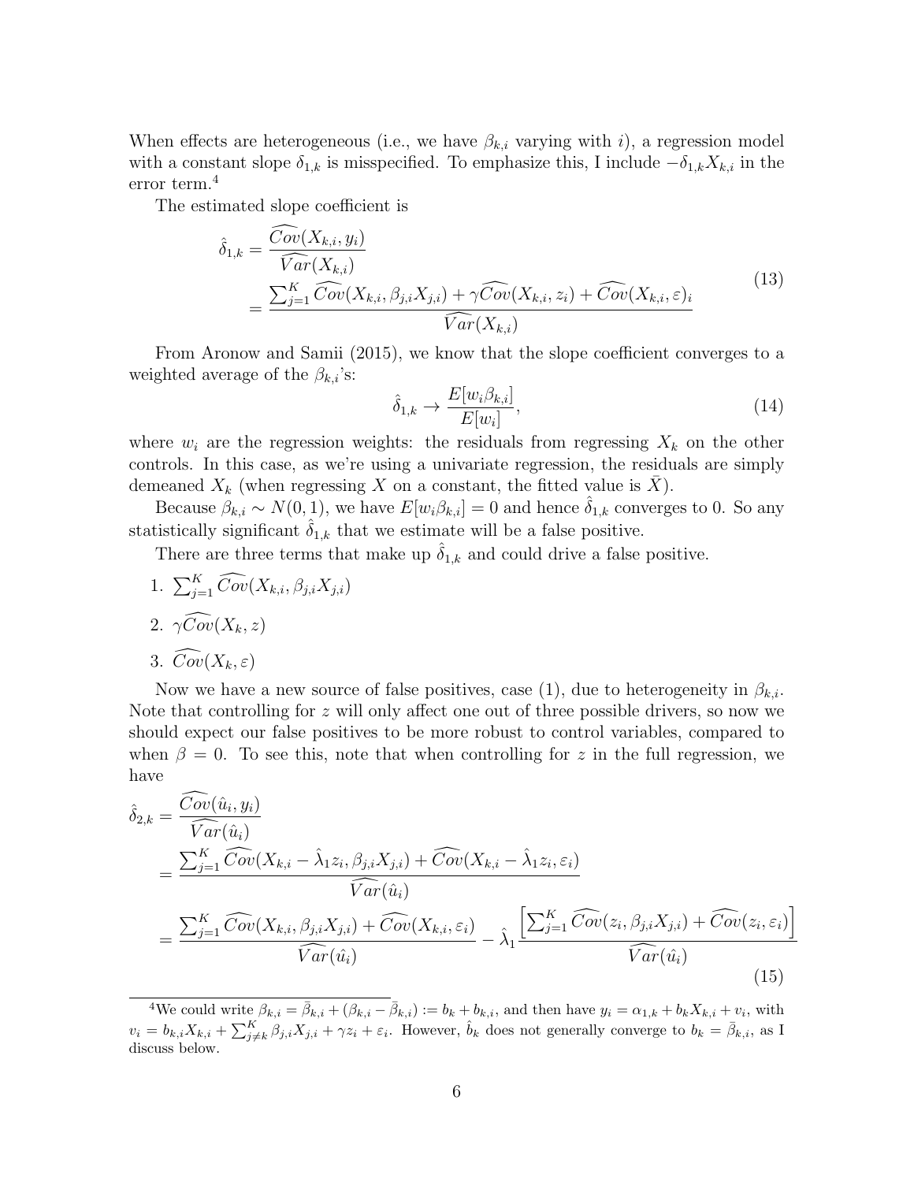When effects are heterogeneous (i.e., we have $\beta_{k,i}$ varying with $i$), a regression model with a constant slope $\delta_{1,k}$ is misspecified. To emphasize this, I include $-\delta_{1,k}X_{k,i}$ in the error term.[4]

The estimated slope coefficient is

$$
\begin{aligned}
\hat{\delta}_{1,k} &= \frac{\widehat{Cov}(X_{k,i}, y_i)}{\widehat{Var}(X_{k,i})} \\
&= \frac{\sum_{j=1}^{K} \widehat{Cov}(X_{k,i}, \beta_{j,i}X_{j,i}) + \gamma \widehat{Cov}(X_{k,i}, z_i) + \widehat{Cov}(X_{k,i}, \varepsilon)_i}{\widehat{Var}(X_{k,i})}
\end{aligned}
\tag{13}
$$

From Aronow and Samii (2015), we know that the slope coefficient converges to a weighted average of the $\beta_{k,i}$'s:

$$
\hat{\delta}_{1,k} \rightarrow \frac{E[w_i \beta_{k,i}]}{E[w_i]}, \tag{14}
$$

where $w_i$ are the regression weights: the residuals from regressing $X_k$ on the other controls. In this case, as we're using a univariate regression, the residuals are simply demeaned $X_k$ (when regressing $X$ on a constant, the fitted value is $\bar{X}$).

Because $\beta_{k,i} \sim N(0,1)$, we have $E[w_i \beta_{k,i}] = 0$ and hence $\hat{\delta}_{1,k}$ converges to 0. So any statistically significant $\hat{\delta}_{1,k}$ that we estimate will be a false positive.

There are three terms that make up $\hat{\delta}_{1,k}$ and could drive a false positive.

1. $\sum_{j=1}^{K} \widehat{Cov}(X_{k,i}, \beta_{j,i}X_{j,i})$
2. $\gamma \widehat{Cov}(X_k, z)$
3. $\widehat{Cov}(X_k, \varepsilon)$

Now we have a new source of false positives, case (1), due to heterogeneity in $\beta_{k,i}$. Note that controlling for $z$ will only affect one out of three possible drivers, so now we should expect our false positives to be more robust to control variables, compared to when $\beta = 0$. To see this, note that when controlling for $z$ in the full regression, we have

$$
\begin{aligned}
\hat{\delta}_{2,k} &= \frac{\widehat{Cov}(\hat{u}_i, y_i)}{\widehat{Var}(\hat{u}_i)} \\
&= \frac{\sum_{j=1}^{K} \widehat{Cov}(X_{k,i} - \hat{\lambda}_1 z_i, \beta_{j,i}X_{j,i}) + \widehat{Cov}(X_{k,i} - \hat{\lambda}_1 z_i, \varepsilon_i)}{\widehat{Var}(\hat{u}_i)} \\
&= \frac{\sum_{j=1}^{K} \widehat{Cov}(X_{k,i}, \beta_{j,i}X_{j,i}) + \widehat{Cov}(X_{k,i}, \varepsilon_i)}{\widehat{Var}(\hat{u}_i)} - \hat{\lambda}_1 \frac{\left[\sum_{j=1}^{K} \widehat{Cov}(z_i, \beta_{j,i}X_{j,i}) + \widehat{Cov}(z_i, \varepsilon_i)\right]}{\widehat{Var}(\hat{u}_i)}
\end{aligned}
\tag{15}
$$

[4] We could write $\beta_{k,i} = \bar{\beta}_{k,i} + (\beta_{k,i} - \bar{\beta}_{k,i}) := b_k + b_{k,i}$, and then have $y_i = \alpha_{1,k} + b_k X_{k,i} + v_i$, with $v_i = b_{k,i}X_{k,i} + \sum_{j \neq k}^{K} \beta_{j,i}X_{j,i} + \gamma z_i + \varepsilon_i$. However, $\hat{b}_k$ does not generally converge to $b_k = \bar{\beta}_{k,i}$, as I discuss below.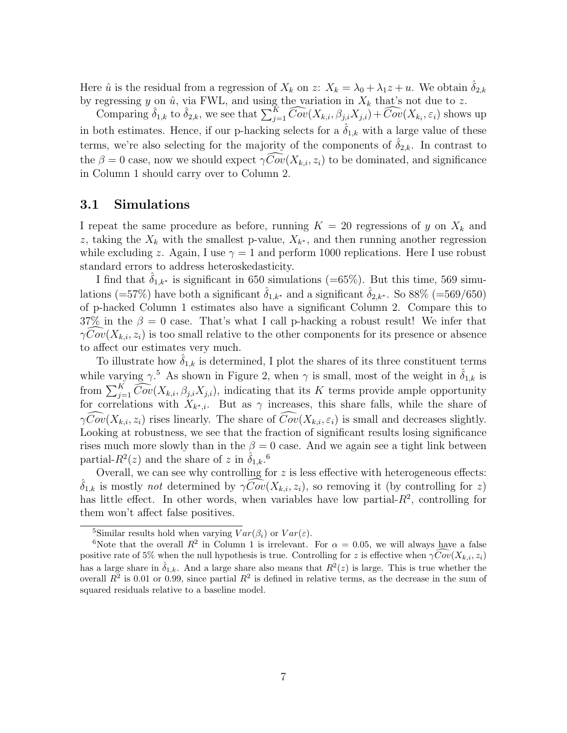Here $\hat{u}$ is the residual from a regression of $X_k$ on $z$: $X_k = \lambda_0 + \lambda_1 z + u$. We obtain $\hat{\delta}_{2,k}$ by regressing $y$ on $\hat{u}$, via FWL, and using the variation in $X_k$ that's not due to $z$.

Comparing $\hat{\delta}_{1,k}$ to $\hat{\delta}_{2,k}$, we see that $\sum_{j=1}^{K} \widehat{Cov}(X_{k,i}, \beta_{j,i} X_{j,i}) + \widehat{Cov}(X_{k_i}, \varepsilon_i)$ shows up in both estimates. Hence, if our p-hacking selects for a $\hat{\delta}_{1,k}$ with a large value of these terms, we're also selecting for the majority of the components of $\hat{\delta}_{2,k}$. In contrast to the $\beta = 0$ case, now we should expect $\gamma \widehat{Cov}(X_{k,i}, z_i)$ to be dominated, and significance in Column 1 should carry over to Column 2.

## 3.1 Simulations

I repeat the same procedure as before, running $K = 20$ regressions of $y$ on $X_k$ and $z$, taking the $X_k$ with the smallest p-value, $X_{k^*}$, and then running another regression while excluding $z$. Again, I use $\gamma = 1$ and perform 1000 replications. Here I use robust standard errors to address heteroskedasticity.

I find that $\hat{\delta}_{1,k^*}$ is significant in 650 simulations (=65%). But this time, 569 simulations (=57%) have both a significant $\hat{\delta}_{1,k^*}$ and a significant $\hat{\delta}_{2,k^*}$. So 88% (=569/650) of p-hacked Column 1 estimates also have a significant Column 2. Compare this to 37% in the $\beta = 0$ case. That's what I call p-hacking a robust result! We infer that $\gamma \widehat{Cov}(X_{k,i}, z_i)$ is too small relative to the other components for its presence or absence to affect our estimates very much.

To illustrate how $\hat{\delta}_{1,k}$ is determined, I plot the shares of its three constituent terms while varying $\gamma$.[5] As shown in Figure 2, when $\gamma$ is small, most of the weight in $\hat{\delta}_{1,k}$ is from $\sum_{j=1}^{K} \widehat{Cov}(X_{k,i}, \beta_{j,i} X_{j,i})$, indicating that its $K$ terms provide ample opportunity for correlations with $X_{k^*,i}$. But as $\gamma$ increases, this share falls, while the share of $\gamma \widehat{Cov}(X_{k,i}, z_i)$ rises linearly. The share of $\widehat{Cov}(X_{k,i}, \varepsilon_i)$ is small and decreases slightly. Looking at robustness, we see that the fraction of significant results losing significance rises much more slowly than in the $\beta = 0$ case. And we again see a tight link between partial-$R^2(z)$ and the share of $z$ in $\hat{\delta}_{1,k}$.[6]

Overall, we can see why controlling for $z$ is less effective with heterogeneous effects: $\hat{\delta}_{1,k}$ is mostly *not* determined by $\gamma \widehat{Cov}(X_{k,i}, z_i)$, so removing it (by controlling for $z$) has little effect. In other words, when variables have low partial-$R^2$, controlling for them won't affect false positives.

---

[5] Similar results hold when varying $Var(\beta_i)$ or $Var(\varepsilon)$.

[6] Note that the overall $R^2$ in Column 1 is irrelevant. For $\alpha = 0.05$, we will always have a false positive rate of 5% when the null hypothesis is true. Controlling for $z$ is effective when $\gamma \widehat{Cov}(X_{k,i}, z_i)$ has a large share in $\hat{\delta}_{1,k}$. And a large share also means that $R^2(z)$ is large. This is true whether the overall $R^2$ is 0.01 or 0.99, since partial $R^2$ is defined in relative terms, as the decrease in the sum of squared residuals relative to a baseline model.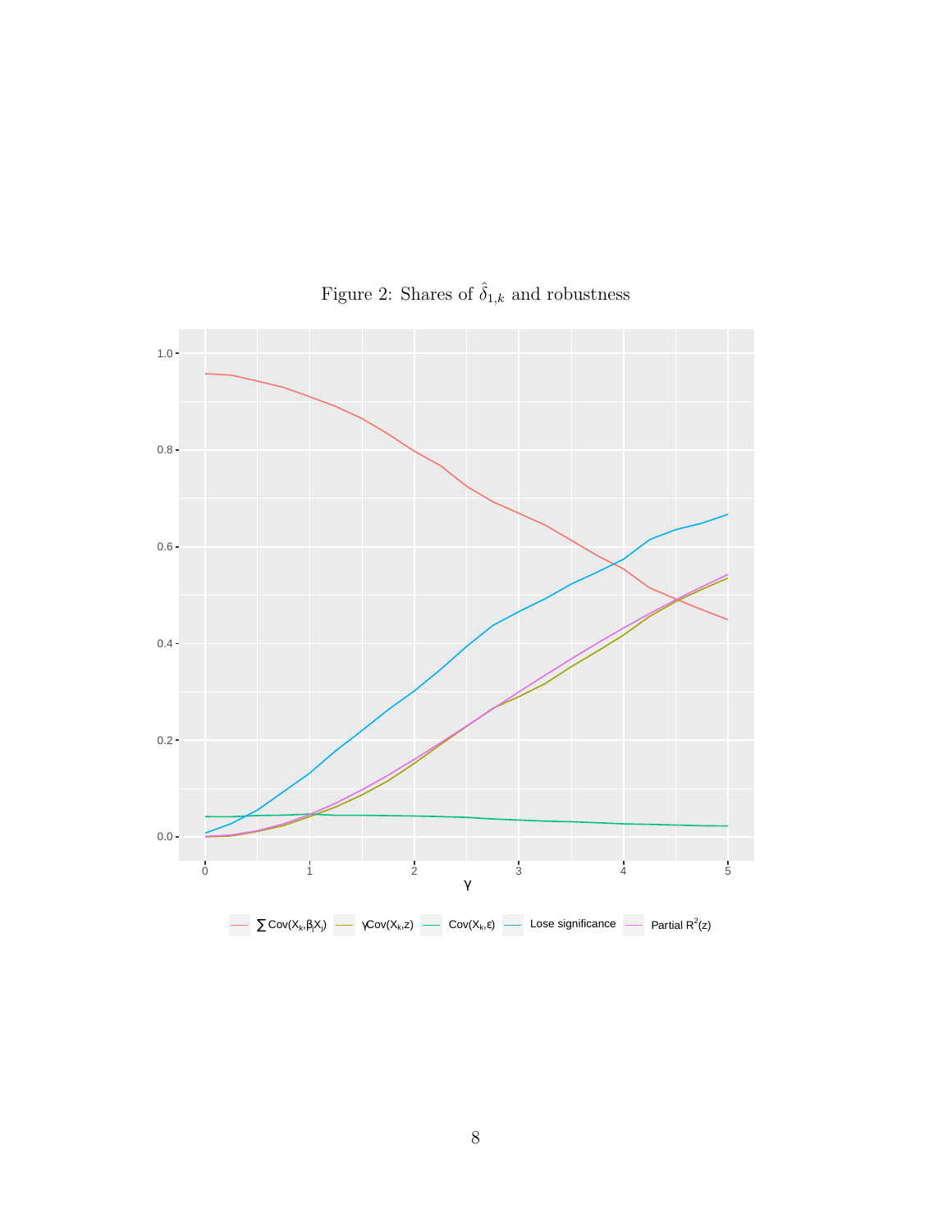Figure 2: Shares of $\hat{\hat{\delta}}_{1,k}$ and robustness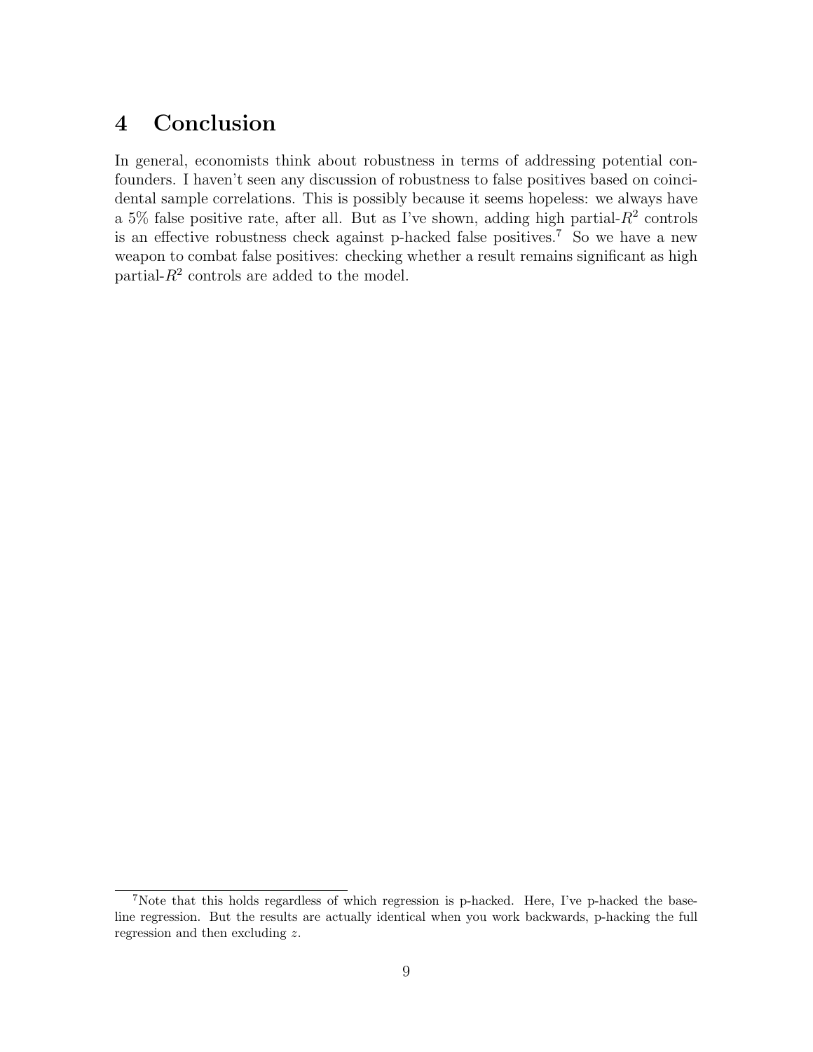## 4 Conclusion

In general, economists think about robustness in terms of addressing potential confounders. I haven't seen any discussion of robustness to false positives based on coincidental sample correlations. This is possibly because it seems hopeless: we always have a 5% false positive rate, after all. But as I've shown, adding high partial-$R^2$ controls is an effective robustness check against p-hacked false positives.[7] So we have a new weapon to combat false positives: checking whether a result remains significant as high partial-$R^2$ controls are added to the model.

[7] Note that this holds regardless of which regression is p-hacked. Here, I've p-hacked the baseline regression. But the results are actually identical when you work backwards, p-hacking the full regression and then excluding $z$.